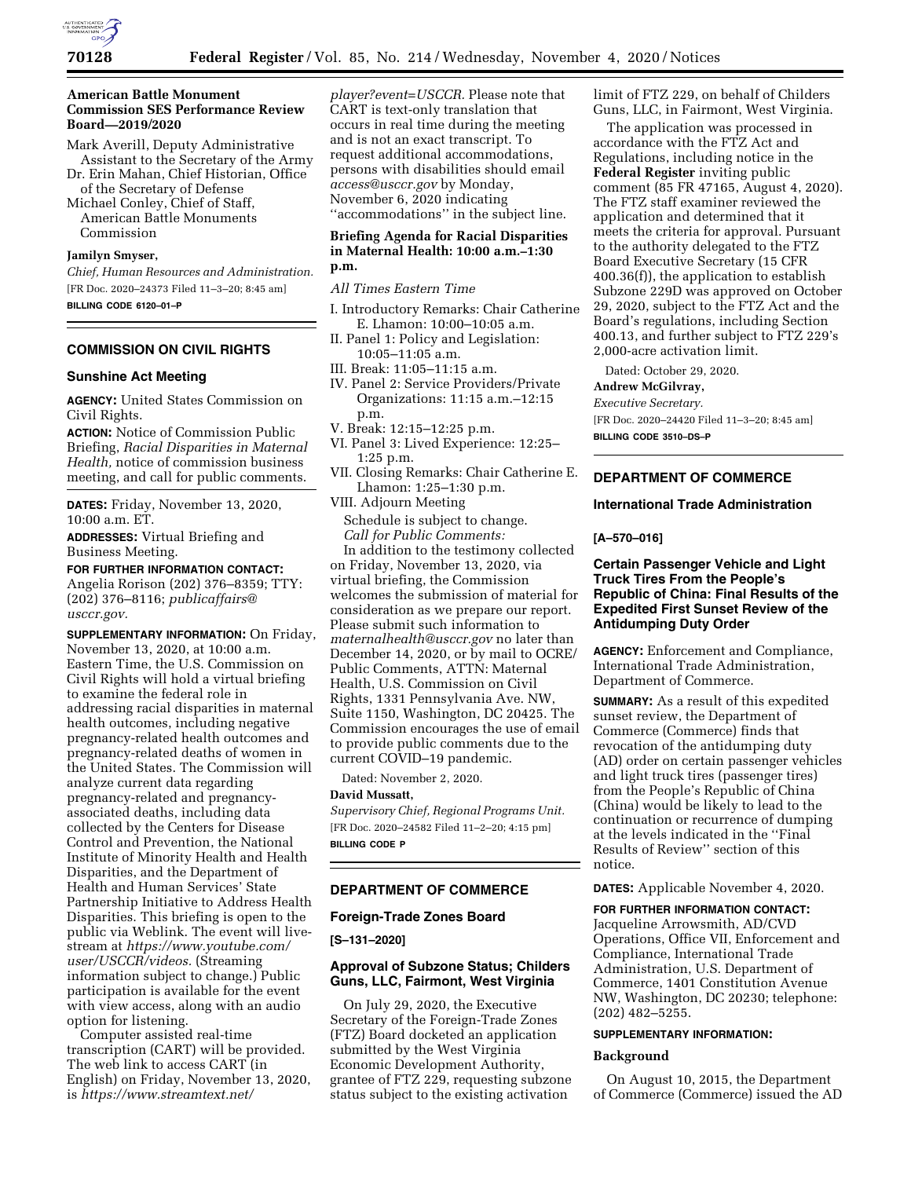## American Battle Monument Commission SES Performance Review Board—2019/2020

Mark Averill, Deputy Administrative Assistant to the Secretary of the Army

Dr. Erin Mahan, Chief Historian, Office of the Secretary of Defense

Michael Conley, Chief of Staff, American Battle Monuments Commission

**Jamilyn Smyser,**

*Chief, Human Resources and Administration.*

[FR Doc. 2020–24373 Filed 11–3–20; 8:45 am]

**BILLING CODE 6120–01–P**

---

# COMMISSION ON CIVIL RIGHTS

## Sunshine Act Meeting

**AGENCY:** United States Commission on Civil Rights.

**ACTION:** Notice of Commission Public Briefing, *Racial Disparities in Maternal Health,* notice of commission business meeting, and call for public comments.

**DATES:** Friday, November 13, 2020, 10:00 a.m. ET.

**ADDRESSES:** Virtual Briefing and Business Meeting.

**FOR FURTHER INFORMATION CONTACT:** Angelia Rorison (202) 376–8359; TTY: (202) 376–8116; *publicaffairs@usccr.gov.*

**SUPPLEMENTARY INFORMATION:** On Friday, November 13, 2020, at 10:00 a.m. Eastern Time, the U.S. Commission on Civil Rights will hold a virtual briefing to examine the federal role in addressing racial disparities in maternal health outcomes, including negative pregnancy-related health outcomes and pregnancy-related deaths of women in the United States. The Commission will analyze current data regarding pregnancy-related and pregnancy-associated deaths, including data collected by the Centers for Disease Control and Prevention, the National Institute of Minority Health and Health Disparities, and the Department of Health and Human Services' State Partnership Initiative to Address Health Disparities. This briefing is open to the public via Weblink. The event will live-stream at *https://www.youtube.com/user/USCCR/videos.* (Streaming information subject to change.) Public participation is available for the event with view access, along with an audio option for listening.

Computer assisted real-time transcription (CART) will be provided. The web link to access CART (in English) on Friday, November 13, 2020, is *https://www.streamtext.net/player?event=USCCR.* Please note that CART is text-only translation that occurs in real time during the meeting and is not an exact transcript. To request additional accommodations, persons with disabilities should email *access@usccr.gov* by Monday, November 6, 2020 indicating "accommodations" in the subject line.

### Briefing Agenda for Racial Disparities in Maternal Health: 10:00 a.m.–1:30 p.m.

*All Times Eastern Time*

I. Introductory Remarks: Chair Catherine E. Lhamon: 10:00–10:05 a.m.
II. Panel 1: Policy and Legislation: 10:05–11:05 a.m.
III. Break: 11:05–11:15 a.m.
IV. Panel 2: Service Providers/Private Organizations: 11:15 a.m.–12:15 p.m.
V. Break: 12:15–12:25 p.m.
VI. Panel 3: Lived Experience: 12:25–1:25 p.m.
VII. Closing Remarks: Chair Catherine E. Lhamon: 1:25–1:30 p.m.
VIII. Adjourn Meeting

Schedule is subject to change.

*Call for Public Comments:*

In addition to the testimony collected on Friday, November 13, 2020, via virtual briefing, the Commission welcomes the submission of material for consideration as we prepare our report. Please submit such information to *maternalhealth@usccr.gov* no later than December 14, 2020, or by mail to OCRE/Public Comments, ATTN: Maternal Health, U.S. Commission on Civil Rights, 1331 Pennsylvania Ave. NW, Suite 1150, Washington, DC 20425. The Commission encourages the use of email to provide public comments due to the current COVID–19 pandemic.

Dated: November 2, 2020.

**David Mussatt,**

*Supervisory Chief, Regional Programs Unit.*

[FR Doc. 2020–24582 Filed 11–2–20; 4:15 pm]

**BILLING CODE P**

---

# DEPARTMENT OF COMMERCE

## Foreign-Trade Zones Board

**[S–131–2020]**

## Approval of Subzone Status; Childers Guns, LLC, Fairmont, West Virginia

On July 29, 2020, the Executive Secretary of the Foreign-Trade Zones (FTZ) Board docketed an application submitted by the West Virginia Economic Development Authority, grantee of FTZ 229, requesting subzone status subject to the existing activation limit of FTZ 229, on behalf of Childers Guns, LLC, in Fairmont, West Virginia.

The application was processed in accordance with the FTZ Act and Regulations, including notice in the **Federal Register** inviting public comment (85 FR 47165, August 4, 2020). The FTZ staff examiner reviewed the application and determined that it meets the criteria for approval. Pursuant to the authority delegated to the FTZ Board Executive Secretary (15 CFR 400.36(f)), the application to establish Subzone 229D was approved on October 29, 2020, subject to the FTZ Act and the Board's regulations, including Section 400.13, and further subject to FTZ 229's 2,000-acre activation limit.

Dated: October 29, 2020.

**Andrew McGilvray,**

*Executive Secretary.*

[FR Doc. 2020–24420 Filed 11–3–20; 8:45 am]

**BILLING CODE 3510–DS–P**

---

# DEPARTMENT OF COMMERCE

## International Trade Administration

**[A–570–016]**

## Certain Passenger Vehicle and Light Truck Tires From the People's Republic of China: Final Results of the Expedited First Sunset Review of the Antidumping Duty Order

**AGENCY:** Enforcement and Compliance, International Trade Administration, Department of Commerce.

**SUMMARY:** As a result of this expedited sunset review, the Department of Commerce (Commerce) finds that revocation of the antidumping duty (AD) order on certain passenger vehicles and light truck tires (passenger tires) from the People's Republic of China (China) would be likely to lead to the continuation or recurrence of dumping at the levels indicated in the "Final Results of Review" section of this notice.

**DATES:** Applicable November 4, 2020.

**FOR FURTHER INFORMATION CONTACT:** Jacqueline Arrowsmith, AD/CVD Operations, Office VII, Enforcement and Compliance, International Trade Administration, U.S. Department of Commerce, 1401 Constitution Avenue NW, Washington, DC 20230; telephone: (202) 482–5255.

**SUPPLEMENTARY INFORMATION:**

### Background

On August 10, 2015, the Department of Commerce (Commerce) issued the AD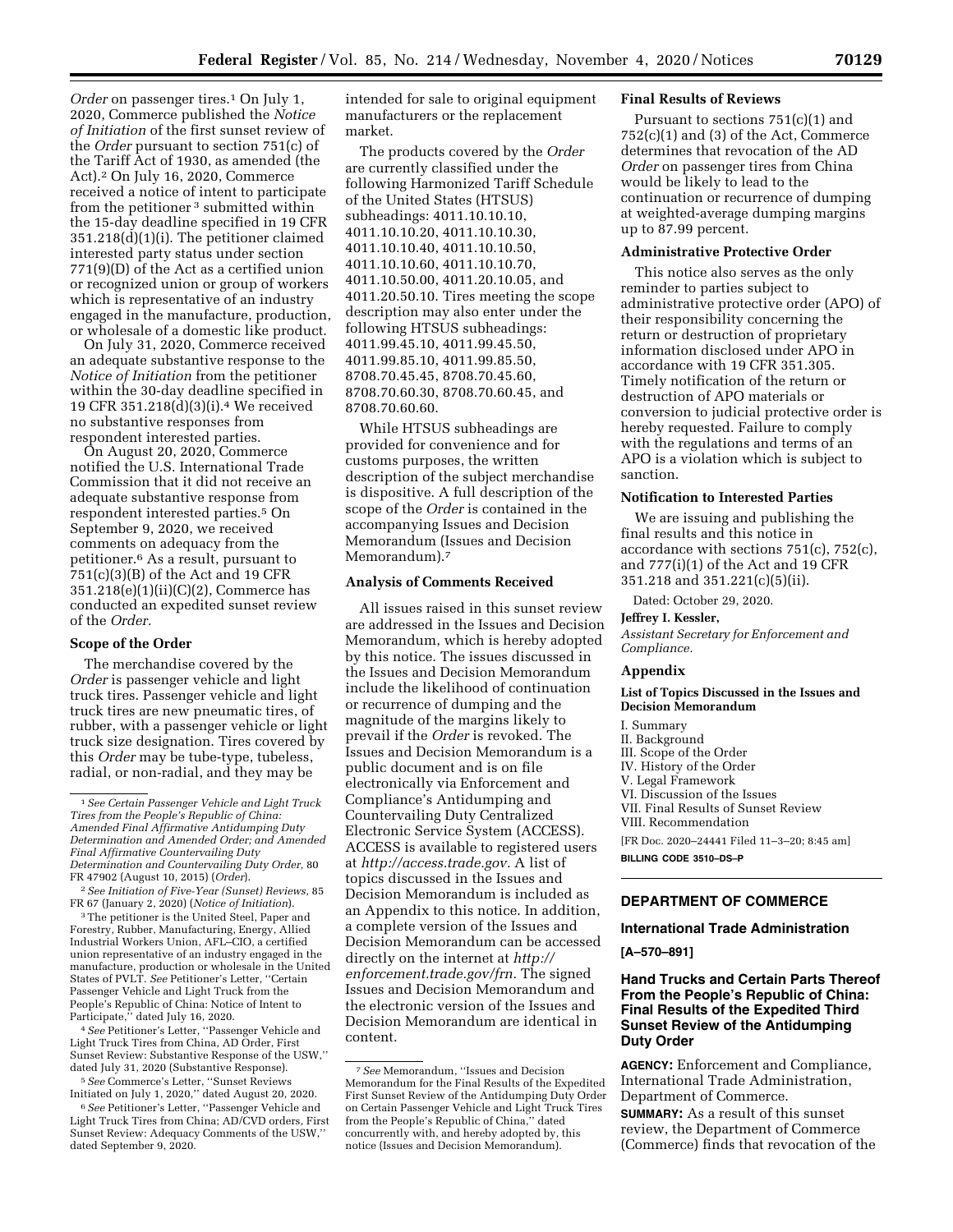*Order* on passenger tires.[1] On July 1, 2020, Commerce published the *Notice of Initiation* of the first sunset review of the *Order* pursuant to section 751(c) of the Tariff Act of 1930, as amended (the Act).[2] On July 16, 2020, Commerce received a notice of intent to participate from the petitioner[3] submitted within the 15-day deadline specified in 19 CFR 351.218(d)(1)(i). The petitioner claimed interested party status under section 771(9)(D) of the Act as a certified union or recognized union or group of workers which is representative of an industry engaged in the manufacture, production, or wholesale of a domestic like product.

On July 31, 2020, Commerce received an adequate substantive response to the *Notice of Initiation* from the petitioner within the 30-day deadline specified in 19 CFR 351.218(d)(3)(i).[4] We received no substantive responses from respondent interested parties.

On August 20, 2020, Commerce notified the U.S. International Trade Commission that it did not receive an adequate substantive response from respondent interested parties.[5] On September 9, 2020, we received comments on adequacy from the petitioner.[6] As a result, pursuant to 751(c)(3)(B) of the Act and 19 CFR 351.218(e)(1)(ii)(C)(2), Commerce has conducted an expedited sunset review of the *Order.*

### Scope of the Order

The merchandise covered by the *Order* is passenger vehicle and light truck tires. Passenger vehicle and light truck tires are new pneumatic tires, of rubber, with a passenger vehicle or light truck size designation. Tires covered by this *Order* may be tube-type, tubeless, radial, or non-radial, and they may be intended for sale to original equipment manufacturers or the replacement market.

The products covered by the *Order* are currently classified under the following Harmonized Tariff Schedule of the United States (HTSUS) subheadings: 4011.10.10.10, 4011.10.10.20, 4011.10.10.30, 4011.10.10.40, 4011.10.10.50, 4011.10.10.60, 4011.10.10.70, 4011.10.50.00, 4011.20.10.05, and 4011.20.50.10. Tires meeting the scope description may also enter under the following HTSUS subheadings: 4011.99.45.10, 4011.99.45.50, 4011.99.85.10, 4011.99.85.50, 8708.70.45.45, 8708.70.45.60, 8708.70.60.30, 8708.70.60.45, and 8708.70.60.60.

While HTSUS subheadings are provided for convenience and for customs purposes, the written description of the subject merchandise is dispositive. A full description of the scope of the *Order* is contained in the accompanying Issues and Decision Memorandum (Issues and Decision Memorandum).[7]

### Analysis of Comments Received

All issues raised in this sunset review are addressed in the Issues and Decision Memorandum, which is hereby adopted by this notice. The issues discussed in the Issues and Decision Memorandum include the likelihood of continuation or recurrence of dumping and the magnitude of the margins likely to prevail if the *Order* is revoked. The Issues and Decision Memorandum is a public document and is on file electronically via Enforcement and Compliance's Antidumping and Countervailing Duty Centralized Electronic Service System (ACCESS). ACCESS is available to registered users at *http://access.trade.gov.* A list of topics discussed in the Issues and Decision Memorandum is included as an Appendix to this notice. In addition, a complete version of the Issues and Decision Memorandum can be accessed directly on the internet at *http://enforcement.trade.gov/frn.* The signed Issues and Decision Memorandum and the electronic version of the Issues and Decision Memorandum are identical in content.

### Final Results of Reviews

Pursuant to sections 751(c)(1) and 752(c)(1) and (3) of the Act, Commerce determines that revocation of the AD *Order* on passenger tires from China would be likely to lead to the continuation or recurrence of dumping at weighted-average dumping margins up to 87.99 percent.

### Administrative Protective Order

This notice also serves as the only reminder to parties subject to administrative protective order (APO) of their responsibility concerning the return or destruction of proprietary information disclosed under APO in accordance with 19 CFR 351.305. Timely notification of the return or destruction of APO materials or conversion to judicial protective order is hereby requested. Failure to comply with the regulations and terms of an APO is a violation which is subject to sanction.

### Notification to Interested Parties

We are issuing and publishing the final results and this notice in accordance with sections 751(c), 752(c), and 777(i)(1) of the Act and 19 CFR 351.218 and 351.221(c)(5)(ii).

Dated: October 29, 2020.

**Jeffrey I. Kessler,**

*Assistant Secretary for Enforcement and Compliance.*

### Appendix

**List of Topics Discussed in the Issues and Decision Memorandum**

I. Summary
II. Background
III. Scope of the Order
IV. History of the Order
V. Legal Framework
VI. Discussion of the Issues
VII. Final Results of Sunset Review
VIII. Recommendation

[FR Doc. 2020–24441 Filed 11–3–20; 8:45 am]

**BILLING CODE 3510–DS–P**

---

[1] *See Certain Passenger Vehicle and Light Truck Tires from the People's Republic of China: Amended Final Affirmative Antidumping Duty Determination and Amended Order; and Amended Final Affirmative Countervailing Duty Determination and Countervailing Duty Order,* 80 FR 47902 (August 10, 2015) (*Order*).

[2] *See Initiation of Five-Year (Sunset) Reviews,* 85 FR 67 (January 2, 2020) (*Notice of Initiation*).

[3] The petitioner is the United Steel, Paper and Forestry, Rubber, Manufacturing, Energy, Allied Industrial Workers Union, AFL–CIO, a certified union representative of an industry engaged in the manufacture, production or wholesale in the United States of PVLT. *See* Petitioner's Letter, "Certain Passenger Vehicle and Light Truck from the People's Republic of China: Notice of Intent to Participate," dated July 16, 2020.

[4] *See* Petitioner's Letter, "Passenger Vehicle and Light Truck Tires from China, AD Order, First Sunset Review: Substantive Response of the USW," dated July 31, 2020 (Substantive Response).

[5] *See* Commerce's Letter, "Sunset Reviews Initiated on July 1, 2020," dated August 20, 2020.

[6] *See* Petitioner's Letter, "Passenger Vehicle and Light Truck Tires from China; AD/CVD orders, First Sunset Review: Adequacy Comments of the USW," dated September 9, 2020.

[7] *See* Memorandum, "Issues and Decision Memorandum for the Final Results of the Expedited First Sunset Review of the Antidumping Duty Order on Certain Passenger Vehicle and Light Truck Tires from the People's Republic of China," dated concurrently with, and hereby adopted by, this notice (Issues and Decision Memorandum).

---

## DEPARTMENT OF COMMERCE

### International Trade Administration

**[A–570–891]**

### Hand Trucks and Certain Parts Thereof From the People's Republic of China: Final Results of the Expedited Third Sunset Review of the Antidumping Duty Order

**AGENCY:** Enforcement and Compliance, International Trade Administration, Department of Commerce.

**SUMMARY:** As a result of this sunset review, the Department of Commerce (Commerce) finds that revocation of the